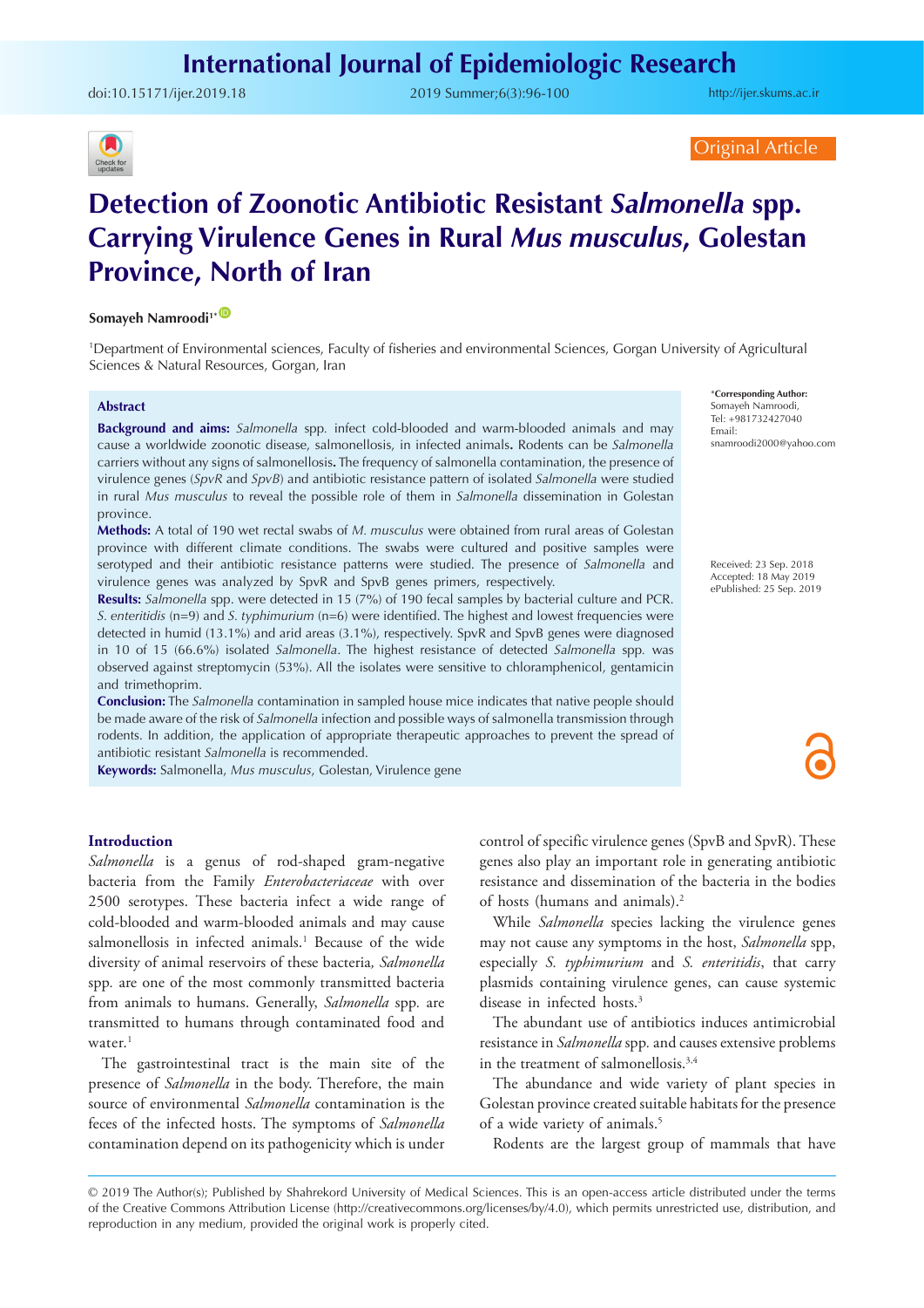Original Article

# Detection of Zoonotic Antibiotic Resistant *Salmonella* spp. Carrying Virulence Genes in Rural *Mus musculus*, Golestan Province, North of Iran

**Somayeh Namroodi**[1*]

[1]Department of Environmental sciences, Faculty of fisheries and environmental Sciences, Gorgan University of Agricultural Sciences & Natural Resources, Gorgan, Iran

*Corresponding Author: Somayeh Namroodi, Tel: +981732427040 Email: snamroodi2000@yahoo.com

Received: 23 Sep. 2018
Accepted: 18 May 2019
ePublished: 25 Sep. 2019

## Abstract

**Background and aims:** *Salmonella* spp. infect cold-blooded and warm-blooded animals and may cause a worldwide zoonotic disease, salmonellosis, in infected animals**.** Rodents can be *Salmonella* carriers without any signs of salmonellosis**.** The frequency of salmonella contamination, the presence of virulence genes (*SpvR* and *SpvB*) and antibiotic resistance pattern of isolated *Salmonella* were studied in rural *Mus musculus* to reveal the possible role of them in *Salmonella* dissemination in Golestan province.

**Methods:** A total of 190 wet rectal swabs of *M. musculus* were obtained from rural areas of Golestan province with different climate conditions. The swabs were cultured and positive samples were serotyped and their antibiotic resistance patterns were studied. The presence of *Salmonella* and virulence genes was analyzed by SpvR and SpvB genes primers, respectively.

**Results:** *Salmonella* spp. were detected in 15 (7%) of 190 fecal samples by bacterial culture and PCR. *S. enteritidis* (n=9) and *S. typhimurium* (n=6) were identified. The highest and lowest frequencies were detected in humid (13.1%) and arid areas (3.1%), respectively. SpvR and SpvB genes were diagnosed in 10 of 15 (66.6%) isolated *Salmonella*. The highest resistance of detected *Salmonella* spp. was observed against streptomycin (53%). All the isolates were sensitive to chloramphenicol, gentamicin and trimethoprim.

**Conclusion:** The *Salmonella* contamination in sampled house mice indicates that native people should be made aware of the risk of *Salmonella* infection and possible ways of salmonella transmission through rodents. In addition, the application of appropriate therapeutic approaches to prevent the spread of antibiotic resistant *Salmonella* is recommended.

**Keywords:** Salmonella, *Mus musculus*, Golestan, Virulence gene

## Introduction

*Salmonella* is a genus of rod-shaped gram-negative bacteria from the Family *Enterobacteriaceae* with over 2500 serotypes. These bacteria infect a wide range of cold-blooded and warm-blooded animals and may cause salmonellosis in infected animals.[1] Because of the wide diversity of animal reservoirs of these bacteria, *Salmonella* spp. are one of the most commonly transmitted bacteria from animals to humans. Generally, *Salmonella* spp. are transmitted to humans through contaminated food and water.[1]

The gastrointestinal tract is the main site of the presence of *Salmonella* in the body. Therefore, the main source of environmental *Salmonella* contamination is the feces of the infected hosts. The symptoms of *Salmonella* contamination depend on its pathogenicity which is under control of specific virulence genes (SpvB and SpvR). These genes also play an important role in generating antibiotic resistance and dissemination of the bacteria in the bodies of hosts (humans and animals).[2]

While *Salmonella* species lacking the virulence genes may not cause any symptoms in the host, *Salmonella* spp, especially *S. typhimurium* and *S. enteritidis*, that carry plasmids containing virulence genes, can cause systemic disease in infected hosts.[3]

The abundant use of antibiotics induces antimicrobial resistance in *Salmonella* spp. and causes extensive problems in the treatment of salmonellosis.[3,4]

The abundance and wide variety of plant species in Golestan province created suitable habitats for the presence of a wide variety of animals.[5]

Rodents are the largest group of mammals that have

© 2019 The Author(s); Published by Shahrekord University of Medical Sciences. This is an open-access article distributed under the terms of the Creative Commons Attribution License (http://creativecommons.org/licenses/by/4.0), which permits unrestricted use, distribution, and reproduction in any medium, provided the original work is properly cited.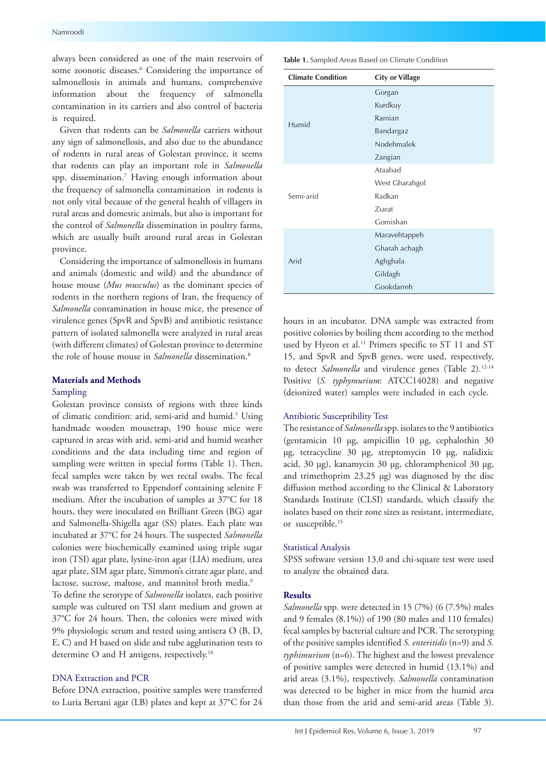always been considered as one of the main reservoirs of some zoonotic diseases.[6] Considering the importance of salmonellosis in animals and humans, comprehensive information about the frequency of salmonella contamination in its carriers and also control of bacteria is required.

Given that rodents can be *Salmonella* carriers without any sign of salmonellosis, and also due to the abundance of rodents in rural areas of Golestan province, it seems that rodents can play an important role in *Salmonella* spp. dissemination.[7] Having enough information about the frequency of salmonella contamination in rodents is not only vital because of the general health of villagers in rural areas and domestic animals, but also is important for the control of *Salmonella* dissemination in poultry farms, which are usually built around rural areas in Golestan province.

Considering the importance of salmonellosis in humans and animals (domestic and wild) and the abundance of house mouse (*Mus musculus*) as the dominant species of rodents in the northern regions of Iran, the frequency of *Salmonella* contamination in house mice, the presence of virulence genes (SpvR and SpvB) and antibiotic resistance pattern of isolated salmonella were analyzed in rural areas (with different climates) of Golestan province to determine the role of house mouse in *Salmonella* dissemination.[8]

## Materials and Methods

### Sampling

Golestan province consists of regions with three kinds of climatic condition: arid, semi-arid and humid.[5] Using handmade wooden mousetrap, 190 house mice were captured in areas with arid, semi-arid and humid weather conditions and the data including time and region of sampling were written in special forms (Table 1). Then, fecal samples were taken by wet rectal swabs. The fecal swab was transferred to Eppendorf containing selenite F medium. After the incubation of samples at 37°C for 18 hours, they were inoculated on Brilliant Green (BG) agar and Salmonella-Shigella agar (SS) plates. Each plate was incubated at 37°C for 24 hours. The suspected *Salmonella* colonies were biochemically examined using triple sugar iron (TSI) agar plate, lysine-iron agar (LIA) medium, urea agar plate, SIM agar plate, Simmon's citrate agar plate, and lactose, sucrose, maltose, and mannitol broth media.[9]

To define the serotype of *Salmonella* isolates, each positive sample was cultured on TSI slant medium and grown at 37°C for 24 hours. Then, the colonies were mixed with 9% physiologic serum and tested using antisera O (B, D, E, C) and H based on slide and tube agglutination tests to determine O and H antigens, respectively.[10]

**Table 1.** Sampled Areas Based on Climate Condition

| Climate Condition | City or Village |
|---|---|
| Humid | Gorgan |
| | Kurdkuy |
| | Ramian |
| | Bandargaz |
| | Nodehmalek |
| | Zangian |
| Semi-arid | Ataabad |
| | West Gharahgol |
| | Radkan |
| | Ziarat |
| | Gomishan |
| Arid | Maravehtappeh |
| | Gharah achagh |
| | Aghghala |
| | Gildagh |
| | Gookdarreh |

### DNA Extraction and PCR

Before DNA extraction, positive samples were transferred to Luria Bertani agar (LB) plates and kept at 37°C for 24 hours in an incubator. DNA sample was extracted from positive colonies by boiling them according to the method used by Hyeon et al.[11] Primers specific to ST 11 and ST 15, and SpvR and SpvB genes, were used, respectively, to detect *Salmonella* and virulence genes (Table 2).[12-14] Positive (*S. typhymurium*: ATCC14028) and negative (deionized water) samples were included in each cycle.

### Antibiotic Susceptibility Test

The resistance of *Salmonella* spp. isolates to the 9 antibiotics (gentamicin 10 µg, ampicillin 10 µg, cephalothin 30 µg, tetracycline 30 µg, streptomycin 10 µg, nalidixic acid, 30 µg), kanamycin 30 µg, chloramphenicol 30 µg, and trimethoprim 23.25 µg) was diagnosed by the disc diffusion method according to the Clinical & Laboratory Standards Institute (CLSI) standards, which classify the isolates based on their zone sizes as resistant, intermediate, or susceptible.[15]

### Statistical Analysis

SPSS software version 13.0 and chi-square test were used to analyze the obtained data.

## Results

*Salmonella* spp. were detected in 15 (7%) (6 (7.5%) males and 9 females (8.1%)) of 190 (80 males and 110 females) fecal samples by bacterial culture and PCR. The serotyping of the positive samples identified *S. enteritidis* (n=9) and *S. typhimurium* (n=6). The highest and the lowest prevalence of positive samples were detected in humid (13.1%) and arid areas (3.1%), respectively. *Salmonella* contamination was detected to be higher in mice from the humid area than those from the arid and semi-arid areas (Table 3).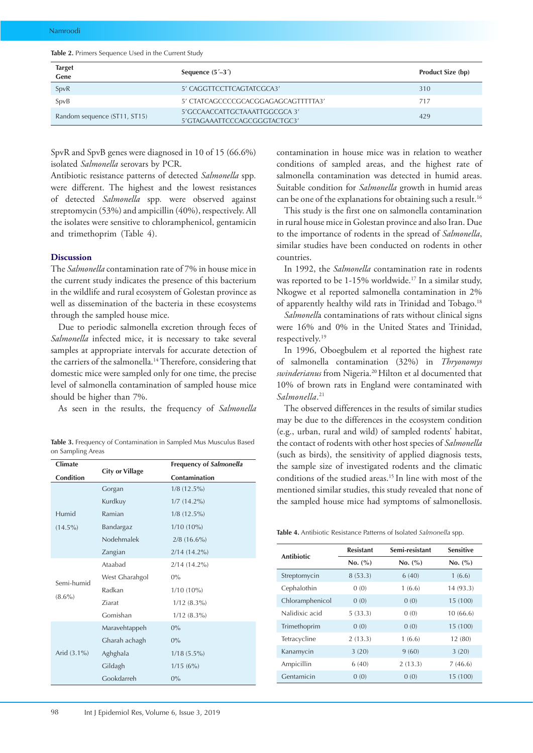**Table 2.** Primers Sequence Used in the Current Study

| Target Gene | Sequence (5´–3´) | Product Size (bp) |
|---|---|---|
| SpvR | 5′ CAGGTTCCTTCAGTATCGCA3′ | 310 |
| SpvB | 5′ CTATCAGCCCCGCACGGAGAGCAGTTTTTA3′ | 717 |
| Random sequence (ST11, ST15) | 5′GCCAACCATTGCTAAATTGGCGCA 3′<br>5′GTAGAAATTCCCAGCGGGTACTGC3′ | 429 |

SpvR and SpvB genes were diagnosed in 10 of 15 (66.6%) isolated *Salmonella* serovars by PCR.

Antibiotic resistance patterns of detected *Salmonella* spp. were different. The highest and the lowest resistances of detected *Salmonella* spp. were observed against streptomycin (53%) and ampicillin (40%), respectively. All the isolates were sensitive to chloramphenicol, gentamicin and trimethoprim (Table 4).

## Discussion

The *Salmonella* contamination rate of 7% in house mice in the current study indicates the presence of this bacterium in the wildlife and rural ecosystem of Golestan province as well as dissemination of the bacteria in these ecosystems through the sampled house mice.

Due to periodic salmonella excretion through feces of *Salmonella* infected mice, it is necessary to take several samples at appropriate intervals for accurate detection of the carriers of the salmonella.[14] Therefore, considering that domestic mice were sampled only for one time, the precise level of salmonella contamination of sampled house mice should be higher than 7%.

As seen in the results, the frequency of *Salmonella* contamination in house mice was in relation to weather conditions of sampled areas, and the highest rate of salmonella contamination was detected in humid areas. Suitable condition for *Salmonella* growth in humid areas can be one of the explanations for obtaining such a result.[16]

This study is the first one on salmonella contamination in rural house mice in Golestan province and also Iran. Due to the importance of rodents in the spread of *Salmonella*, similar studies have been conducted on rodents in other countries.

In 1992, the *Salmonella* contamination rate in rodents was reported to be 1-15% worldwide.[17] In a similar study, Nkogwe et al reported salmonella contamination in 2% of apparently healthy wild rats in Trinidad and Tobago.[18]

*Salmonella* contaminations of rats without clinical signs were 16% and 0% in the United States and Trinidad, respectively.[19]

In 1996, Oboegbulem et al reported the highest rate of salmonella contamination (32%) in *Thryonomys swinderianus* from Nigeria.[20] Hilton et al documented that 10% of brown rats in England were contaminated with *Salmonella*.[21]

The observed differences in the results of similar studies may be due to the differences in the ecosystem condition (e.g., urban, rural and wild) of sampled rodents' habitat, the contact of rodents with other host species of *Salmonella* (such as birds), the sensitivity of applied diagnosis tests, the sample size of investigated rodents and the climatic conditions of the studied areas.[15] In line with most of the mentioned similar studies, this study revealed that none of the sampled house mice had symptoms of salmonellosis.

**Table 3.** Frequency of Contamination in Sampled Mus Musculus Based on Sampling Areas

| Climate Condition | City or Village | Frequency of *Salmonella* Contamination |
|---|---|---|
| Humid (14.5%) | Gorgan | 1/8 (12.5%) |
| | Kurdkuy | 1/7 (14.2%) |
| | Ramian | 1/8 (12.5%) |
| | Bandargaz | 1/10 (10%) |
| | Nodehmalek | 2/8 (16.6%) |
| | Zangian | 2/14 (14.2%) |
| Semi-humid (8.6%) | Ataabad | 2/14 (14.2%) |
| | West Gharahgol | 0% |
| | Radkan | 1/10 (10%) |
| | Ziarat | 1/12 (8.3%) |
| | Gomishan | 1/12 (8.3%) |
| Arid (3.1%) | Maravehtappeh | 0% |
| | Gharah achagh | 0% |
| | Aghghala | 1/18 (5.5%) |
| | Gildagh | 1/15 (6%) |
| | Gookdarreh | 0% |

**Table 4.** Antibiotic Resistance Patterns of Isolated *Salmonella* spp.

| Antibiotic | Resistant | Semi-resistant | Sensitive |
|---|---|---|---|
| | No. (%) | No. (%) | No. (%) |
| Streptomycin | 8 (53.3) | 6 (40) | 1 (6.6) |
| Cephalothin | 0 (0) | 1 (6.6) | 14 (93.3) |
| Chloramphenicol | 0 (0) | 0 (0) | 15 (100) |
| Nalidixic acid | 5 (33.3) | 0 (0) | 10 (66.6) |
| Trimethoprim | 0 (0) | 0 (0) | 15 (100) |
| Tetracycline | 2 (13.3) | 1 (6.6) | 12 (80) |
| Kanamycin | 3 (20) | 9 (60) | 3 (20) |
| Ampicillin | 6 (40) | 2 (13.3) | 7 (46.6) |
| Gentamicin | 0 (0) | 0 (0) | 15 (100) |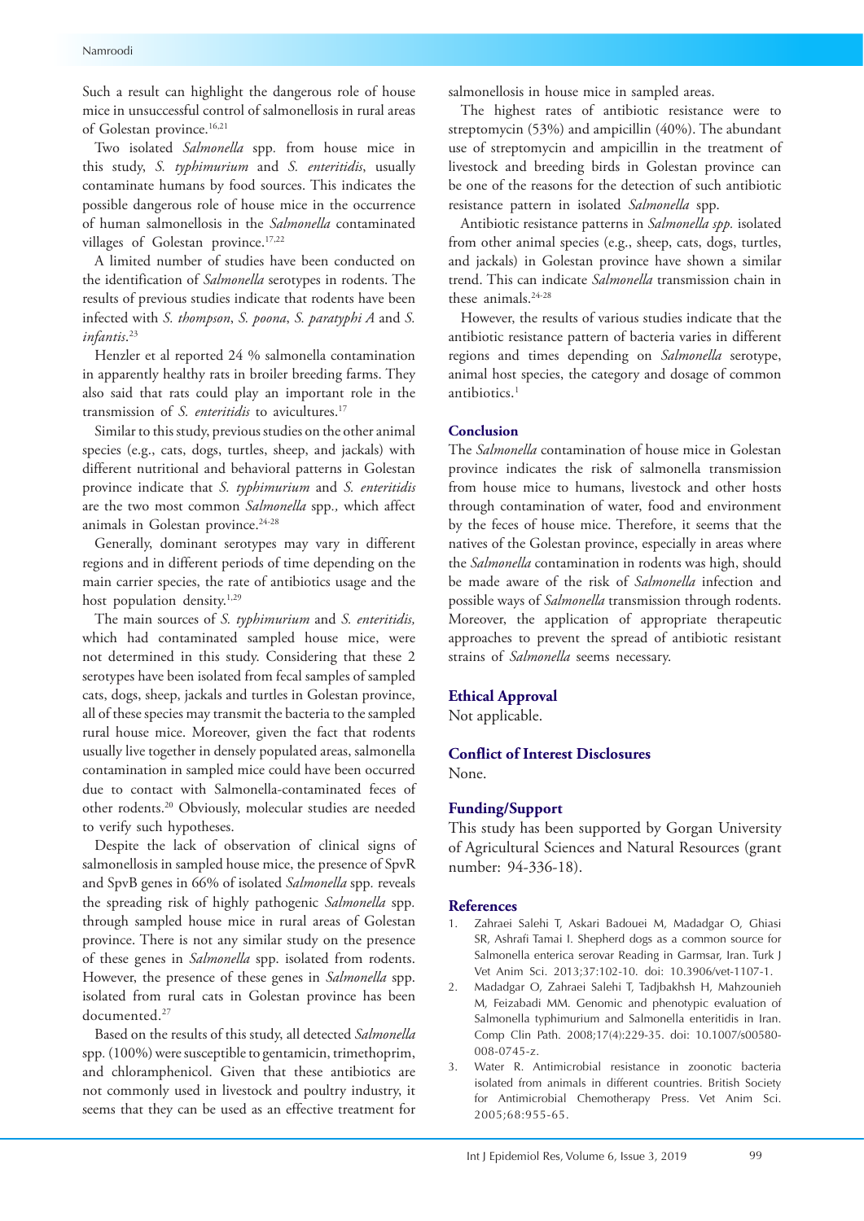Such a result can highlight the dangerous role of house mice in unsuccessful control of salmonellosis in rural areas of Golestan province.[16,21]

Two isolated *Salmonella* spp. from house mice in this study, *S. typhimurium* and *S. enteritidis*, usually contaminate humans by food sources. This indicates the possible dangerous role of house mice in the occurrence of human salmonellosis in the *Salmonella* contaminated villages of Golestan province.[17,22]

A limited number of studies have been conducted on the identification of *Salmonella* serotypes in rodents. The results of previous studies indicate that rodents have been infected with *S. thompson*, *S. poona*, *S. paratyphi A* and *S. infantis*.[23]

Henzler et al reported 24 % salmonella contamination in apparently healthy rats in broiler breeding farms. They also said that rats could play an important role in the transmission of *S. enteritidis* to avicultures.[17]

Similar to this study, previous studies on the other animal species (e.g., cats, dogs, turtles, sheep, and jackals) with different nutritional and behavioral patterns in Golestan province indicate that *S. typhimurium* and *S. enteritidis* are the two most common *Salmonella* spp*.,* which affect animals in Golestan province.[24-28]

Generally, dominant serotypes may vary in different regions and in different periods of time depending on the main carrier species, the rate of antibiotics usage and the host population density.[1,29]

The main sources of *S. typhimurium* and *S. enteritidis,* which had contaminated sampled house mice, were not determined in this study. Considering that these 2 serotypes have been isolated from fecal samples of sampled cats, dogs, sheep, jackals and turtles in Golestan province, all of these species may transmit the bacteria to the sampled rural house mice. Moreover, given the fact that rodents usually live together in densely populated areas, salmonella contamination in sampled mice could have been occurred due to contact with Salmonella-contaminated feces of other rodents.[20] Obviously, molecular studies are needed to verify such hypotheses.

Despite the lack of observation of clinical signs of salmonellosis in sampled house mice, the presence of SpvR and SpvB genes in 66% of isolated *Salmonella* spp*.* reveals the spreading risk of highly pathogenic *Salmonella* spp*.* through sampled house mice in rural areas of Golestan province. There is not any similar study on the presence of these genes in *Salmonella* spp. isolated from rodents. However, the presence of these genes in *Salmonella* spp. isolated from rural cats in Golestan province has been documented.[27]

Based on the results of this study, all detected *Salmonella* spp. (100%) were susceptible to gentamicin, trimethoprim, and chloramphenicol. Given that these antibiotics are not commonly used in livestock and poultry industry, it seems that they can be used as an effective treatment for salmonellosis in house mice in sampled areas.

The highest rates of antibiotic resistance were to streptomycin (53%) and ampicillin (40%). The abundant use of streptomycin and ampicillin in the treatment of livestock and breeding birds in Golestan province can be one of the reasons for the detection of such antibiotic resistance pattern in isolated *Salmonella* spp.

Antibiotic resistance patterns in *Salmonella spp.* isolated from other animal species (e.g., sheep, cats, dogs, turtles, and jackals) in Golestan province have shown a similar trend. This can indicate *Salmonella* transmission chain in these animals.[24-28]

However, the results of various studies indicate that the antibiotic resistance pattern of bacteria varies in different regions and times depending on *Salmonella* serotype, animal host species, the category and dosage of common antibiotics.[1]

## Conclusion

The *Salmonella* contamination of house mice in Golestan province indicates the risk of salmonella transmission from house mice to humans, livestock and other hosts through contamination of water, food and environment by the feces of house mice. Therefore, it seems that the natives of the Golestan province, especially in areas where the *Salmonella* contamination in rodents was high, should be made aware of the risk of *Salmonella* infection and possible ways of *Salmonella* transmission through rodents. Moreover, the application of appropriate therapeutic approaches to prevent the spread of antibiotic resistant strains of *Salmonella* seems necessary.

## Ethical Approval

Not applicable.

## Conflict of Interest Disclosures

None.

## Funding/Support

This study has been supported by Gorgan University of Agricultural Sciences and Natural Resources (grant number: 94-336-18).

## References

1. Zahraei Salehi T, Askari Badouei M, Madadgar O, Ghiasi SR, Ashrafi Tamai I. Shepherd dogs as a common source for Salmonella enterica serovar Reading in Garmsar, Iran. Turk J Vet Anim Sci. 2013;37:102-10. doi: 10.3906/vet-1107-1.
2. Madadgar O, Zahraei Salehi T, Tadjbakhsh H, Mahzounieh M, Feizabadi MM. Genomic and phenotypic evaluation of Salmonella typhimurium and Salmonella enteritidis in Iran. Comp Clin Path. 2008;17(4):229-35. doi: 10.1007/s00580-008-0745-z.
3. Water R. Antimicrobial resistance in zoonotic bacteria isolated from animals in different countries. British Society for Antimicrobial Chemotherapy Press. Vet Anim Sci. 2005;68:955-65.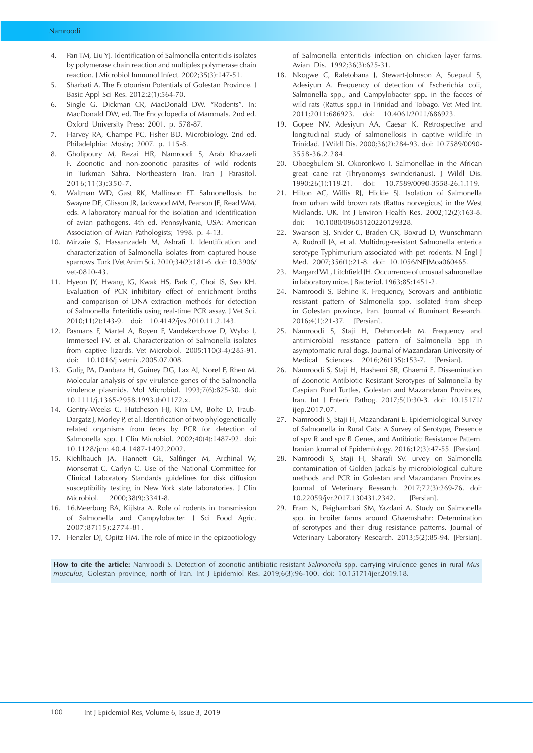4. Pan TM, Liu YJ. Identification of Salmonella enteritidis isolates by polymerase chain reaction and multiplex polymerase chain reaction. J Microbiol Immunol Infect. 2002;35(3):147-51.
5. Sharbati A. The Ecotourism Potentials of Golestan Province. J Basic Appl Sci Res. 2012;2(1):564-70.
6. Single G, Dickman CR, MacDonald DW. "Rodents". In: MacDonald DW, ed. The Encyclopedia of Mammals. 2nd ed. Oxford University Press; 2001. p. 578-87.
7. Harvey RA, Champe PC, Fisher BD. Microbiology. 2nd ed. Philadelphia: Mosby; 2007. p. 115-8.
8. Gholipoury M, Rezai HR, Namroodi S, Arab Khazaeli F. Zoonotic and non-zoonotic parasites of wild rodents in Turkman Sahra, Northeastern Iran. Iran J Parasitol. 2016;11(3):350-7.
9. Waltman WD, Gast RK, Mallinson ET. Salmonellosis. In: Swayne DE, Glisson JR, Jackwood MM, Pearson JE, Read WM, eds. A laboratory manual for the isolation and identification of avian pathogens. 4th ed. Pennsylvania, USA: American Association of Avian Pathologists; 1998. p. 4-13.
10. Mirzaie S, Hassanzadeh M, Ashrafi I. Identification and characterization of Salmonella isolates from captured house sparrows. Turk J Vet Anim Sci. 2010;34(2):181-6. doi: 10.3906/vet-0810-43.
11. Hyeon JY, Hwang IG, Kwak HS, Park C, Choi IS, Seo KH. Evaluation of PCR inhibitory effect of enrichment broths and comparison of DNA extraction methods for detection of Salmonella Enteritidis using real-time PCR assay. J Vet Sci. 2010;11(2):143-9. doi: 10.4142/jvs.2010.11.2.143.
12. Pasmans F, Martel A, Boyen F, Vandekerchove D, Wybo I, Immerseel FV, et al. Characterization of Salmonella isolates from captive lizards. Vet Microbiol. 2005;110(3-4):285-91. doi: 10.1016/j.vetmic.2005.07.008.
13. Gulig PA, Danbara H, Guiney DG, Lax AJ, Norel F, Rhen M. Molecular analysis of spv virulence genes of the Salmonella virulence plasmids. Mol Microbiol. 1993;7(6):825-30. doi: 10.1111/j.1365-2958.1993.tb01172.x.
14. Gentry-Weeks C, Hutcheson HJ, Kim LM, Bolte D, Traub-Dargatz J, Morley P, et al. Identification of two phylogenetically related organisms from feces by PCR for detection of Salmonella spp. J Clin Microbiol. 2002;40(4):1487-92. doi: 10.1128/jcm.40.4.1487-1492.2002.
15. Kiehlbauch JA, Hannett GE, Salfinger M, Archinal W, Monserrat C, Carlyn C. Use of the National Committee for Clinical Laboratory Standards guidelines for disk diffusion susceptibility testing in New York state laboratories. J Clin Microbiol. 2000;38(9):3341-8.
16. 16.Meerburg BA, Kijlstra A. Role of rodents in transmission of Salmonella and Campylobacter. J Sci Food Agric. 2007;87(15):2774-81.
17. Henzler DJ, Opitz HM. The role of mice in the epizootiology of Salmonella enteritidis infection on chicken layer farms. Avian Dis. 1992;36(3):625-31.
18. Nkogwe C, Raletobana J, Stewart-Johnson A, Suepaul S, Adesiyun A. Frequency of detection of Escherichia coli, Salmonella spp., and Campylobacter spp. in the faeces of wild rats (Rattus spp.) in Trinidad and Tobago. Vet Med Int. 2011;2011:686923. doi: 10.4061/2011/686923.
19. Gopee NV, Adesiyun AA, Caesar K. Retrospective and longitudinal study of salmonellosis in captive wildlife in Trinidad. J Wildl Dis. 2000;36(2):284-93. doi: 10.7589/0090-3558-36.2.284.
20. Oboegbulem SI, Okoronkwo I. Salmonellae in the African great cane rat (Thryonomys swinderianus). J Wildl Dis. 1990;26(1):119-21. doi: 10.7589/0090-3558-26.1.119.
21. Hilton AC, Willis RJ, Hickie SJ. Isolation of Salmonella from urban wild brown rats (Rattus norvegicus) in the West Midlands, UK. Int J Environ Health Res. 2002;12(2):163-8. doi: 10.1080/09603120220129328.
22. Swanson SJ, Snider C, Braden CR, Boxrud D, Wunschmann A, Rudroff JA, et al. Multidrug-resistant Salmonella enterica serotype Typhimurium associated with pet rodents. N Engl J Med. 2007;356(1):21-8. doi: 10.1056/NEJMoa060465.
23. Margard WL, Litchfield JH. Occurrence of unusual salmonellae in laboratory mice. J Bacteriol. 1963;85:1451-2.
24. Namroodi S, Behine K. Frequency, Serovars and antibiotic resistant pattern of Salmonella spp. isolated from sheep in Golestan province, Iran. Journal of Ruminant Research. 2016;4(1):21-37. [Persian].
25. Namroodi S, Staji H, Dehmordeh M. Frequency and antimicrobial resistance pattern of Salmonella Spp in asymptomatic rural dogs. Journal of Mazandaran University of Medical Sciences. 2016;26(135):153-7. [Persian].
26. Namroodi S, Staji H, Hashemi SR, Ghaemi E. Dissemination of Zoonotic Antibiotic Resistant Serotypes of Salmonella by Caspian Pond Turtles, Golestan and Mazandaran Provinces, Iran. Int J Enteric Pathog. 2017;5(1):30-3. doi: 10.15171/ijep.2017.07.
27. Namroodi S, Staji H, Mazandarani E. Epidemiological Survey of Salmonella in Rural Cats: A Survey of Serotype, Presence of spv R and spv B Genes, and Antibiotic Resistance Pattern. Iranian Journal of Epidemiology. 2016;12(3):47-55. [Persian].
28. Namroodi S, Staji H, Sharafi SV. urvey on Salmonella contamination of Golden Jackals by microbiological culture methods and PCR in Golestan and Mazandaran Provinces. Journal of Veterinary Research. 2017;72(3):269-76. doi: 10.22059/jvr.2017.130431.2342. [Persian].
29. Eram N, Peighambari SM, Yazdani A. Study on Salmonella spp. in broiler farms around Ghaemshahr: Determination of serotypes and their drug resistance patterns. Journal of Veterinary Laboratory Research. 2013;5(2):85-94. [Persian].

**How to cite the article:** Namroodi S. Detection of zoonotic antibiotic resistant *Salmonella* spp. carrying virulence genes in rural *Mus musculus*, Golestan province, north of Iran. Int J Epidemiol Res. 2019;6(3):96-100. doi: 10.15171/ijer.2019.18.